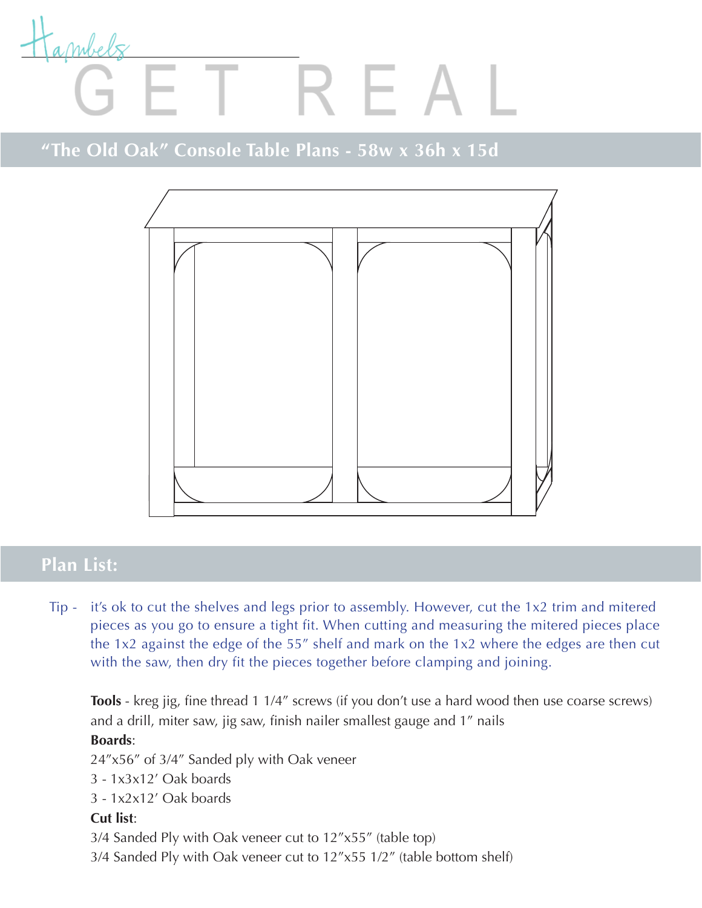Hambels

# GET REAL

## "The Old Oak" Console Table Plans - 58w x 36h x 15d

## Plan List:

Tip - it's ok to cut the shelves and legs prior to assembly. However, cut the 1x2 trim and mitered pieces as you go to ensure a tight fit. When cutting and measuring the mitered pieces place the 1x2 against the edge of the 55" shelf and mark on the 1x2 where the edges are then cut with the saw, then dry fit the pieces together before clamping and joining.

**Tools** - kreg jig, fine thread 1 1/4" screws (if you don't use a hard wood then use coarse screws) and a drill, miter saw, jig saw, finish nailer smallest gauge and 1" nails

**Boards**:

24"x56" of 3/4" Sanded ply with Oak veneer

3 - 1x3x12' Oak boards

3 - 1x2x12' Oak boards

**Cut list**:

3/4 Sanded Ply with Oak veneer cut to 12"x55" (table top)

3/4 Sanded Ply with Oak veneer cut to 12"x55 1/2" (table bottom shelf)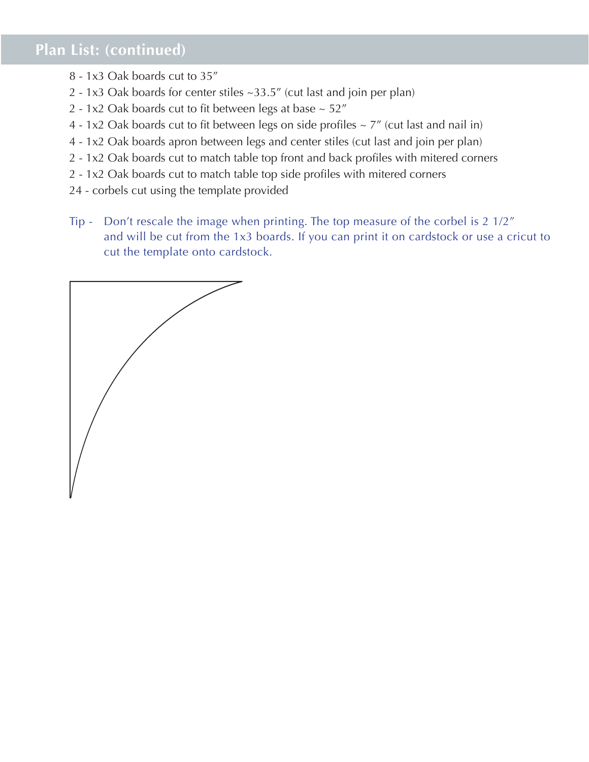## Plan List: (continued)

8 - 1x3 Oak boards cut to 35″
2 - 1x3 Oak boards for center stiles ~33.5″ (cut last and join per plan)
2 - 1x2 Oak boards cut to fit between legs at base ~ 52″
4 - 1x2 Oak boards cut to fit between legs on side profiles ~ 7″ (cut last and nail in)
4 - 1x2 Oak boards apron between legs and center stiles (cut last and join per plan)
2 - 1x2 Oak boards cut to match table top front and back profiles with mitered corners
2 - 1x2 Oak boards cut to match table top side profiles with mitered corners
24 - corbels cut using the template provided

Tip - Don't rescale the image when printing. The top measure of the corbel is 2 1/2″ and will be cut from the 1x3 boards. If you can print it on cardstock or use a cricut to cut the template onto cardstock.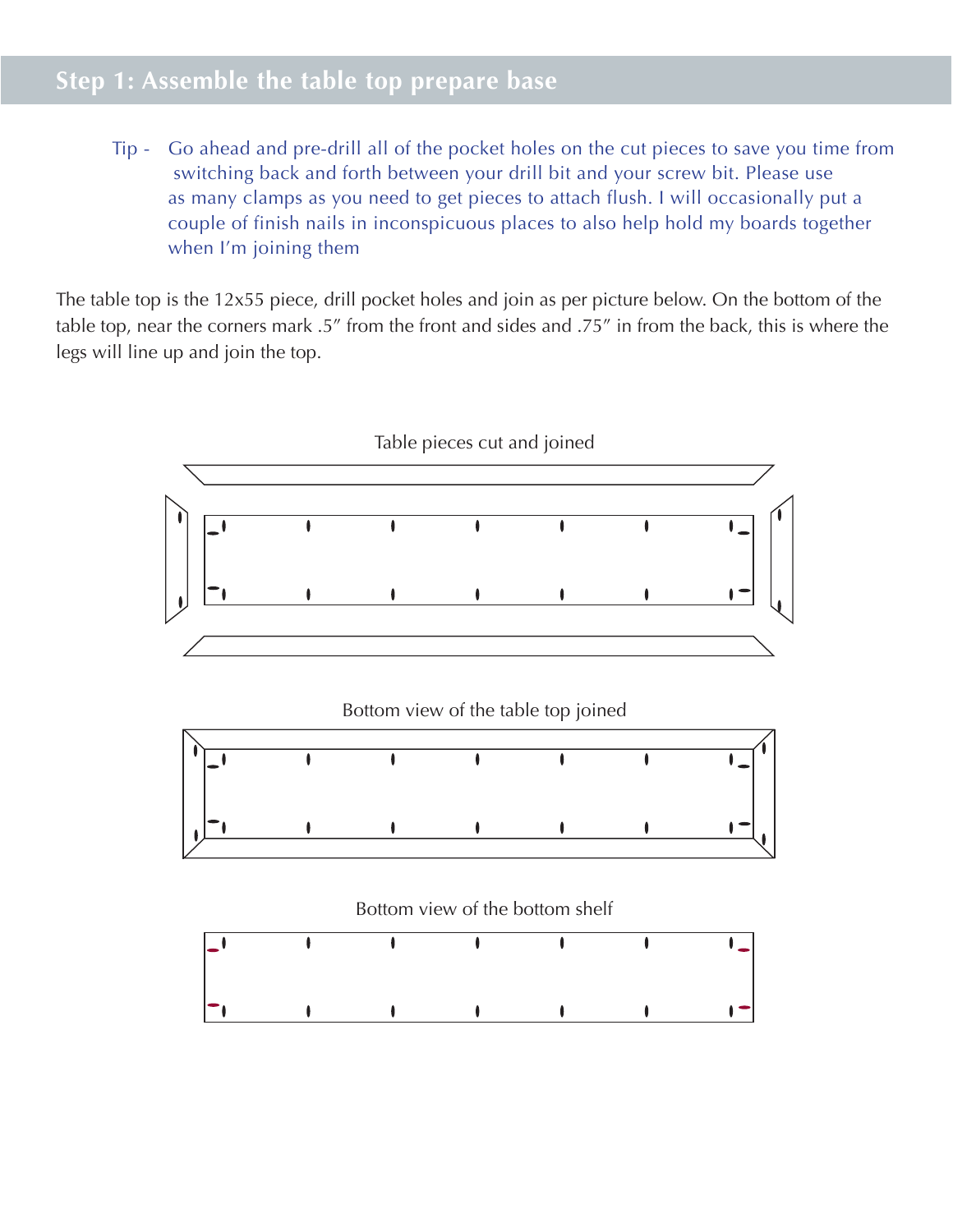## Step 1: Assemble the table top prepare base

> Tip - Go ahead and pre-drill all of the pocket holes on the cut pieces to save you time from switching back and forth between your drill bit and your screw bit. Please use as many clamps as you need to get pieces to attach flush. I will occasionally put a couple of finish nails in inconspicuous places to also help hold my boards together when I'm joining them

The table top is the 12x55 piece, drill pocket holes and join as per picture below. On the bottom of the table top, near the corners mark .5″ from the front and sides and .75″ in from the back, this is where the legs will line up and join the top.

Table pieces cut and joined

Bottom view of the table top joined

Bottom view of the bottom shelf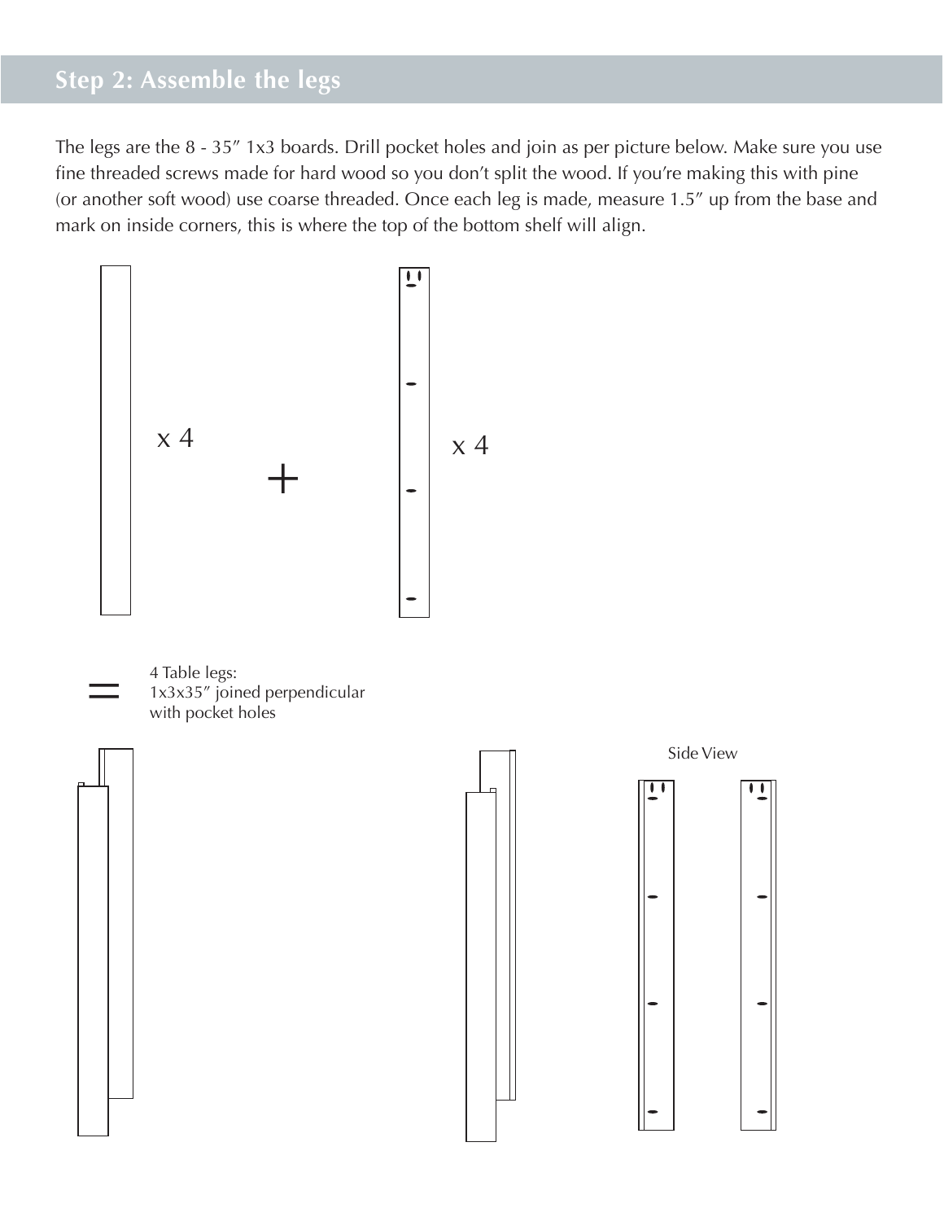## Step 2: Assemble the legs

The legs are the 8 - 35″ 1x3 boards. Drill pocket holes and join as per picture below. Make sure you use fine threaded screws made for hard wood so you don't split the wood. If you're making this with pine (or another soft wood) use coarse threaded. Once each leg is made, measure 1.5″ up from the base and mark on inside corners, this is where the top of the bottom shelf will align.

x 4

+

x 4

=

4 Table legs:
1x3x35″ joined perpendicular
with pocket holes

Side View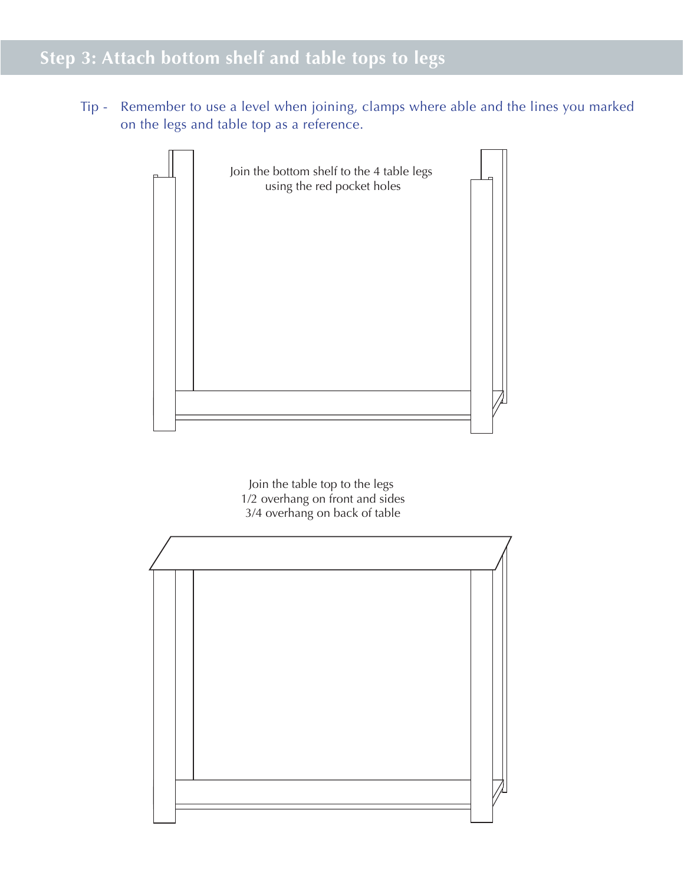## Step 3: Attach bottom shelf and table tops to legs

Tip - Remember to use a level when joining, clamps where able and the lines you marked on the legs and table top as a reference.

Join the bottom shelf to the 4 table legs using the red pocket holes

Join the table top to the legs
1/2 overhang on front and sides
3/4 overhang on back of table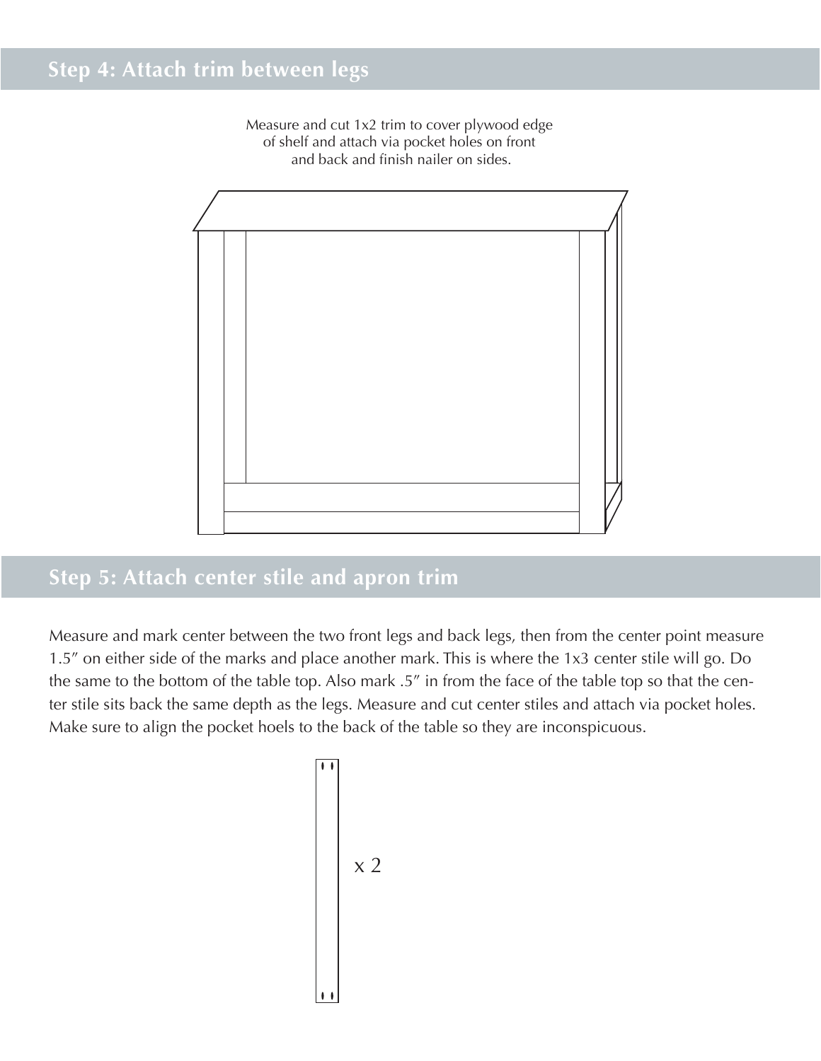## Step 4: Attach trim between legs

Measure and cut 1x2 trim to cover plywood edge of shelf and attach via pocket holes on front and back and finish nailer on sides.

## Step 5: Attach center stile and apron trim

Measure and mark center between the two front legs and back legs, then from the center point measure 1.5″ on either side of the marks and place another mark. This is where the 1x3 center stile will go. Do the same to the bottom of the table top. Also mark .5″ in from the face of the table top so that the center stile sits back the same depth as the legs. Measure and cut center stiles and attach via pocket holes. Make sure to align the pocket hoels to the back of the table so they are inconspicuous.

x 2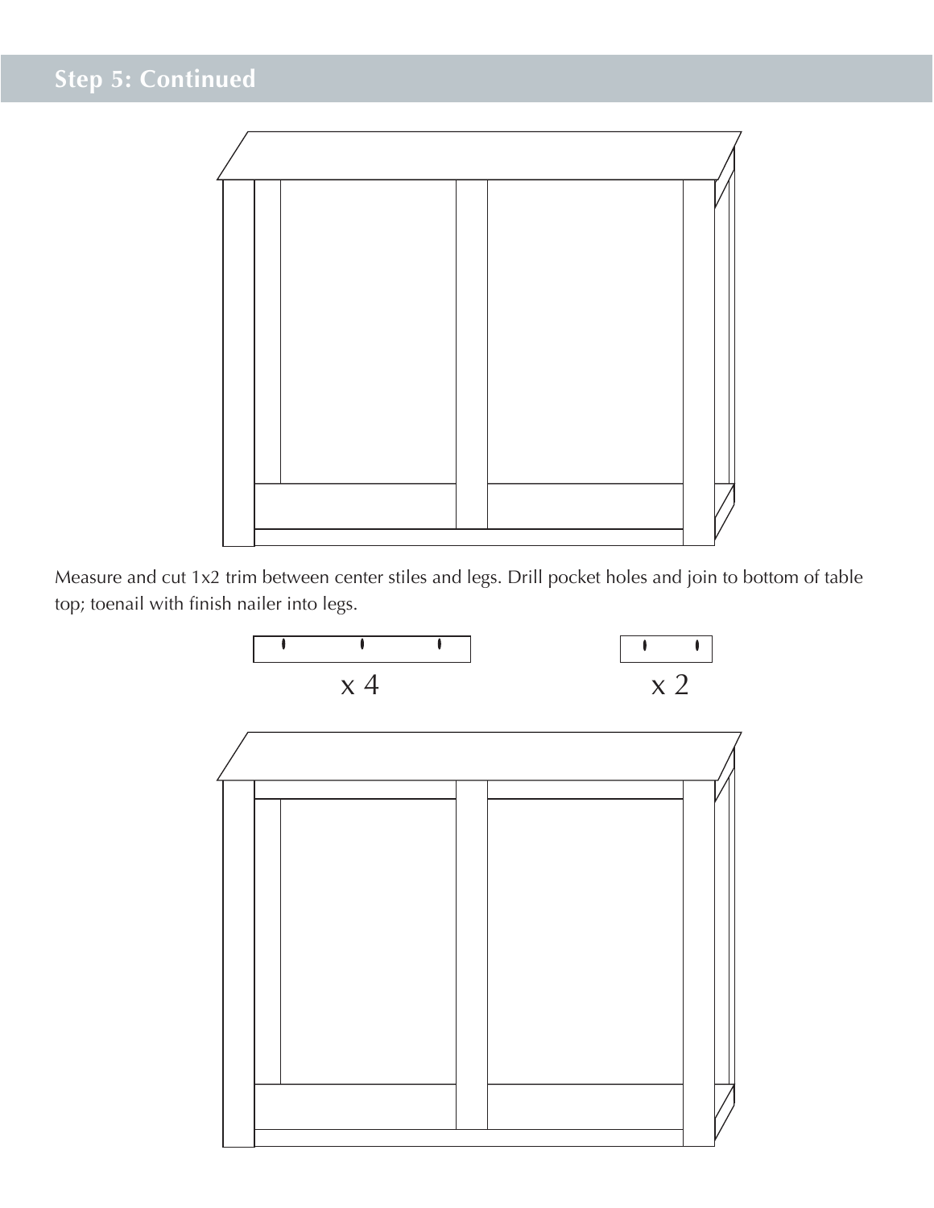## Step 5: Continued

Measure and cut 1x2 trim between center stiles and legs. Drill pocket holes and join to bottom of table top; toenail with finish nailer into legs.

x 4

x 2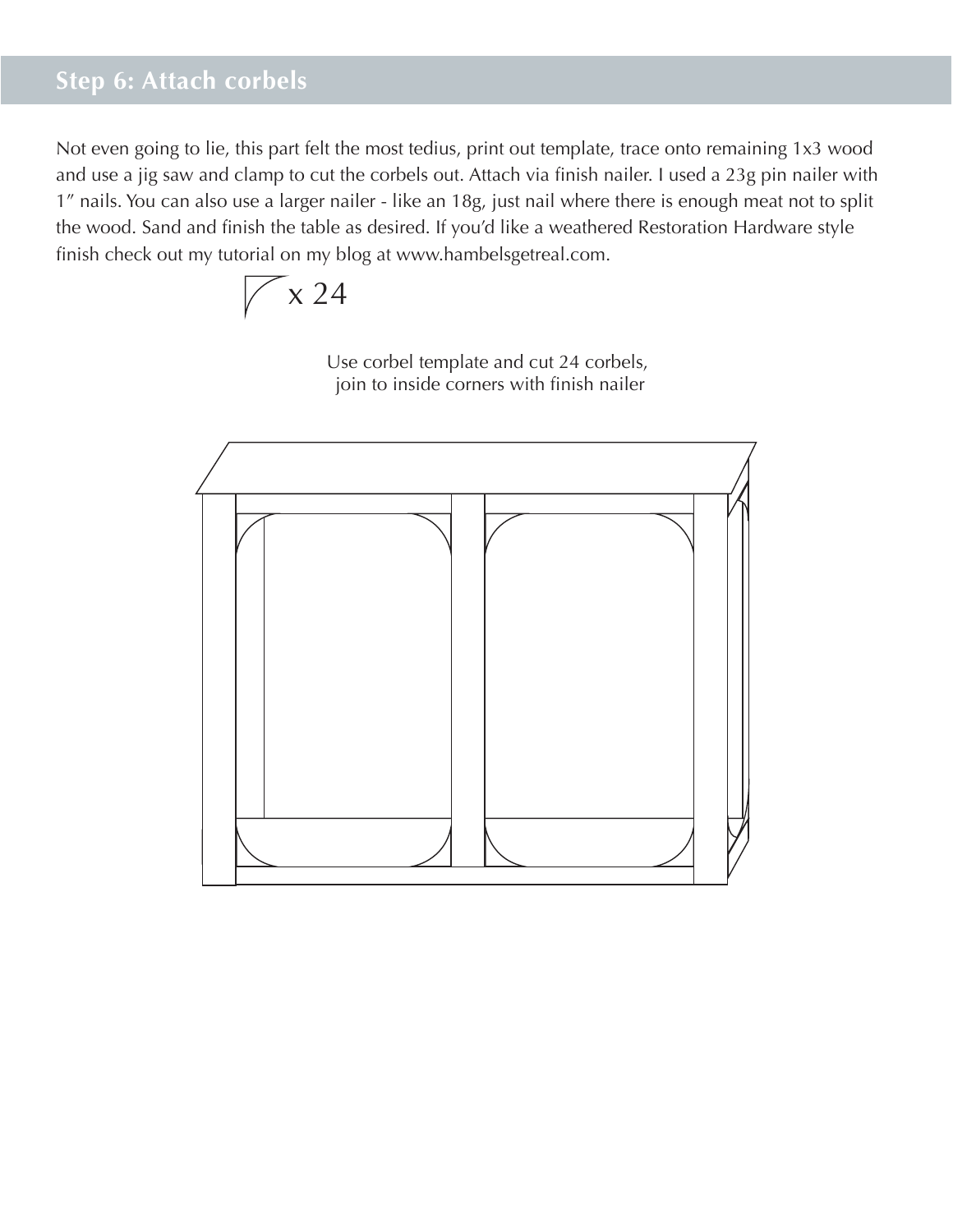## Step 6: Attach corbels

Not even going to lie, this part felt the most tedius, print out template, trace onto remaining 1x3 wood and use a jig saw and clamp to cut the corbels out. Attach via finish nailer. I used a 23g pin nailer with 1″ nails. You can also use a larger nailer - like an 18g, just nail where there is enough meat not to split the wood. Sand and finish the table as desired. If you'd like a weathered Restoration Hardware style finish check out my tutorial on my blog at www.hambelsgetreal.com.

x 24

Use corbel template and cut 24 corbels, join to inside corners with finish nailer